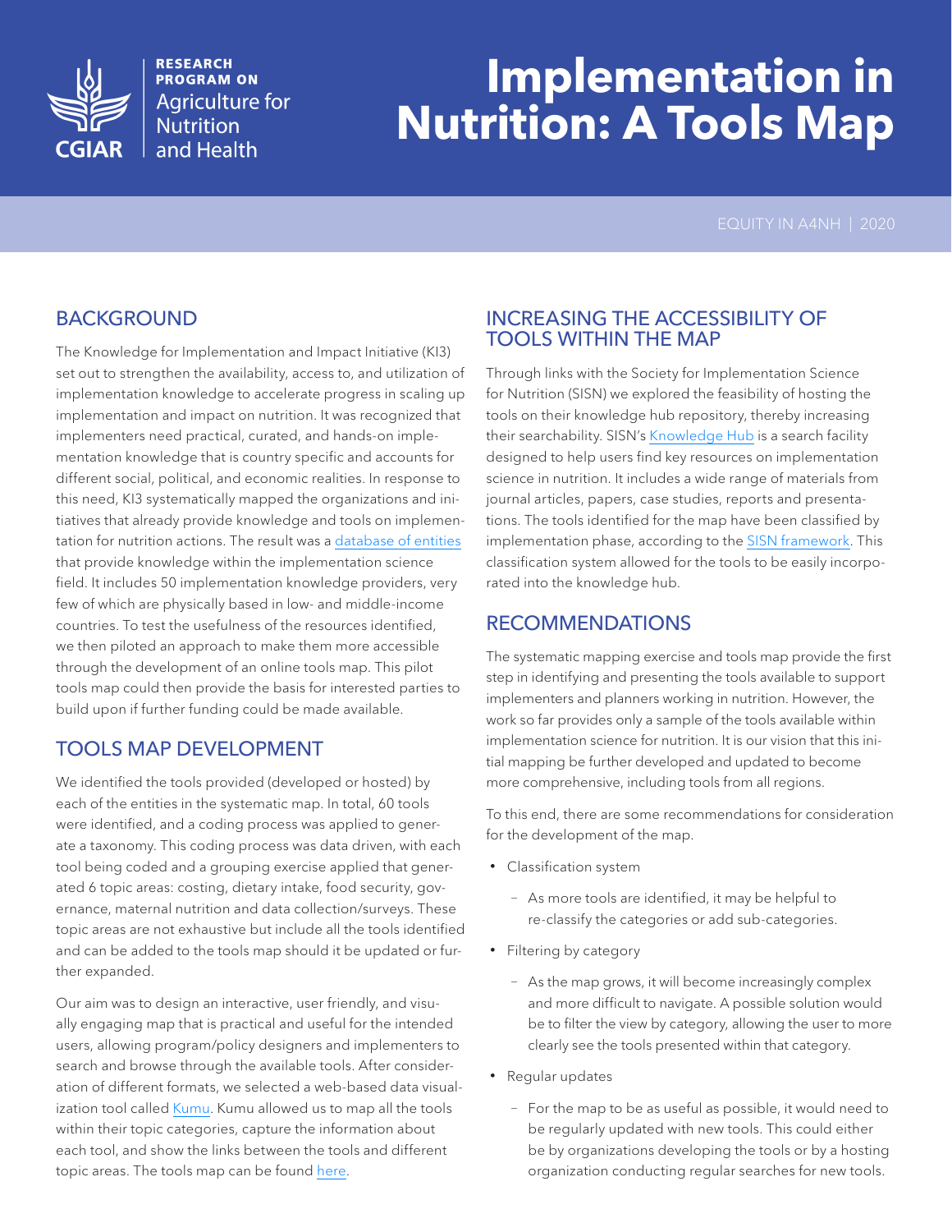RESEARCH PROGRAM ON Agriculture for Nutrition and Health

# Implementation in Nutrition: A Tools Map

EQUITY IN A4NH | 2020

## BACKGROUND

The Knowledge for Implementation and Impact Initiative (KI3) set out to strengthen the availability, access to, and utilization of implementation knowledge to accelerate progress in scaling up implementation and impact on nutrition. It was recognized that implementers need practical, curated, and hands-on implementation knowledge that is country specific and accounts for different social, political, and economic realities. In response to this need, KI3 systematically mapped the organizations and initiatives that already provide knowledge and tools on implementation for nutrition actions. The result was a database of entities that provide knowledge within the implementation science field. It includes 50 implementation knowledge providers, very few of which are physically based in low- and middle-income countries. To test the usefulness of the resources identified, we then piloted an approach to make them more accessible through the development of an online tools map. This pilot tools map could then provide the basis for interested parties to build upon if further funding could be made available.

## TOOLS MAP DEVELOPMENT

We identified the tools provided (developed or hosted) by each of the entities in the systematic map. In total, 60 tools were identified, and a coding process was applied to generate a taxonomy. This coding process was data driven, with each tool being coded and a grouping exercise applied that generated 6 topic areas: costing, dietary intake, food security, governance, maternal nutrition and data collection/surveys. These topic areas are not exhaustive but include all the tools identified and can be added to the tools map should it be updated or further expanded.

Our aim was to design an interactive, user friendly, and visually engaging map that is practical and useful for the intended users, allowing program/policy designers and implementers to search and browse through the available tools. After consideration of different formats, we selected a web-based data visualization tool called Kumu. Kumu allowed us to map all the tools within their topic categories, capture the information about each tool, and show the links between the tools and different topic areas. The tools map can be found here.

## INCREASING THE ACCESSIBILITY OF TOOLS WITHIN THE MAP

Through links with the Society for Implementation Science for Nutrition (SISN) we explored the feasibility of hosting the tools on their knowledge hub repository, thereby increasing their searchability. SISN's Knowledge Hub is a search facility designed to help users find key resources on implementation science in nutrition. It includes a wide range of materials from journal articles, papers, case studies, reports and presentations. The tools identified for the map have been classified by implementation phase, according to the SISN framework. This classification system allowed for the tools to be easily incorporated into the knowledge hub.

## RECOMMENDATIONS

The systematic mapping exercise and tools map provide the first step in identifying and presenting the tools available to support implementers and planners working in nutrition. However, the work so far provides only a sample of the tools available within implementation science for nutrition. It is our vision that this initial mapping be further developed and updated to become more comprehensive, including tools from all regions.

To this end, there are some recommendations for consideration for the development of the map.

- Classification system
  - As more tools are identified, it may be helpful to re-classify the categories or add sub-categories.
- Filtering by category
  - As the map grows, it will become increasingly complex and more difficult to navigate. A possible solution would be to filter the view by category, allowing the user to more clearly see the tools presented within that category.
- Regular updates
  - For the map to be as useful as possible, it would need to be regularly updated with new tools. This could either be by organizations developing the tools or by a hosting organization conducting regular searches for new tools.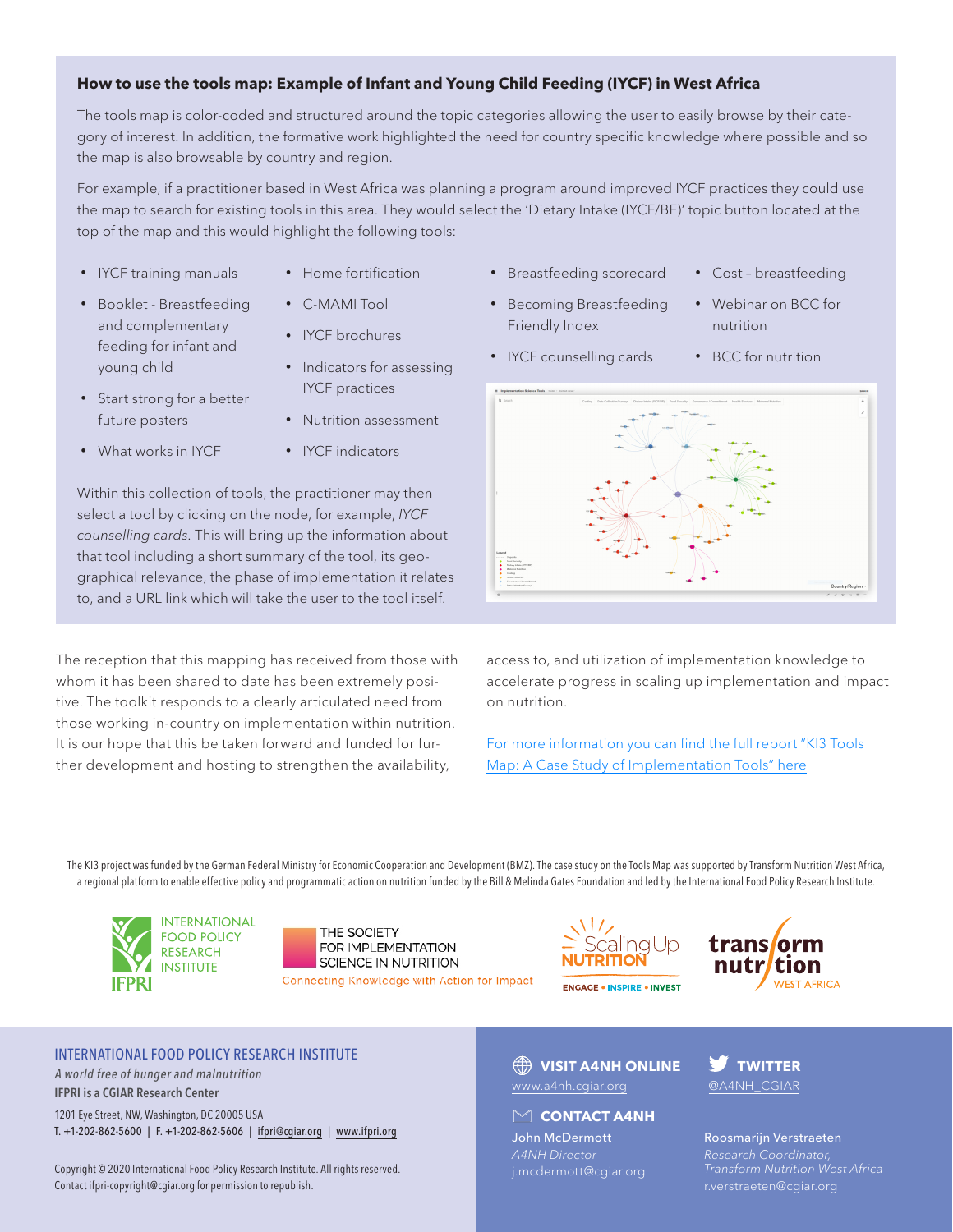### How to use the tools map: Example of Infant and Young Child Feeding (IYCF) in West Africa

The tools map is color-coded and structured around the topic categories allowing the user to easily browse by their category of interest. In addition, the formative work highlighted the need for country specific knowledge where possible and so the map is also browsable by country and region.

For example, if a practitioner based in West Africa was planning a program around improved IYCF practices they could use the map to search for existing tools in this area. They would select the 'Dietary Intake (IYCF/BF)' topic button located at the top of the map and this would highlight the following tools:

- IYCF training manuals
- Booklet - Breastfeeding and complementary feeding for infant and young child
- Start strong for a better future posters
- What works in IYCF
- Home fortification
- C-MAMI Tool
- IYCF brochures
- Indicators for assessing IYCF practices
- Nutrition assessment
- IYCF indicators
- Breastfeeding scorecard
- Becoming Breastfeeding Friendly Index
- IYCF counselling cards
- Cost – breastfeeding
- Webinar on BCC for nutrition
- BCC for nutrition

Within this collection of tools, the practitioner may then select a tool by clicking on the node, for example, *IYCF counselling cards*. This will bring up the information about that tool including a short summary of the tool, its geographical relevance, the phase of implementation it relates to, and a URL link which will take the user to the tool itself.

The reception that this mapping has received from those with whom it has been shared to date has been extremely positive. The toolkit responds to a clearly articulated need from those working in-country on implementation within nutrition. It is our hope that this be taken forward and funded for further development and hosting to strengthen the availability, access to, and utilization of implementation knowledge to accelerate progress in scaling up implementation and impact on nutrition.

For more information you can find the full report "KI3 Tools Map: A Case Study of Implementation Tools" here

The KI3 project was funded by the German Federal Ministry for Economic Cooperation and Development (BMZ). The case study on the Tools Map was supported by Transform Nutrition West Africa, a regional platform to enable effective policy and programmatic action on nutrition funded by the Bill & Melinda Gates Foundation and led by the International Food Policy Research Institute.

INTERNATIONAL FOOD POLICY RESEARCH INSTITUTE
*A world free of hunger and malnutrition*
**IFPRI is a CGIAR Research Center**

1201 Eye Street, NW, Washington, DC 20005 USA
T. +1-202-862-5600 | F. +1-202-862-5606 | ifpri@cgiar.org | www.ifpri.org

Copyright © 2020 International Food Policy Research Institute. All rights reserved. Contact ifpri-copyright@cgiar.org for permission to republish.

**VISIT A4NH ONLINE**
www.a4nh.cgiar.org

**TWITTER**
@A4NH_CGIAR

**CONTACT A4NH**

John McDermott
*A4NH Director*
j.mcdermott@cgiar.org

Roosmarijn Verstraeten
*Research Coordinator, Transform Nutrition West Africa*
r.verstraeten@cgiar.org